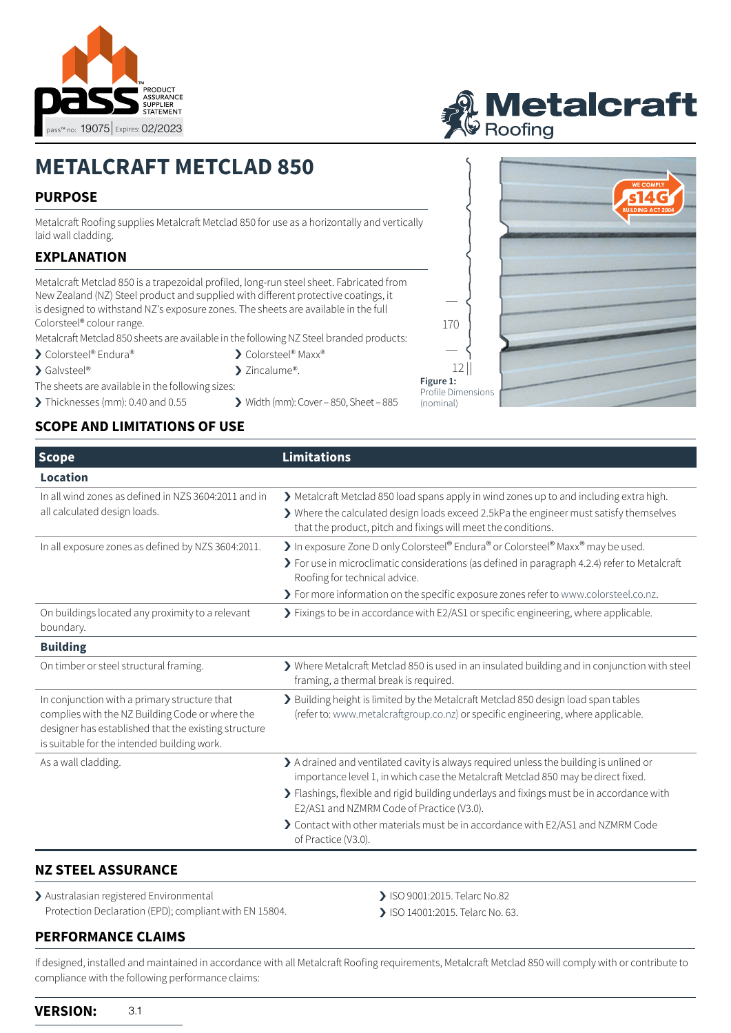# METALCRAFT METCLAD 850

## PURPOSE

Metalcraft Roofing supplies Metalcraft Metclad 850 for use as a horizontally and vertically laid wall cladding.

## EXPLANATION

Metalcraft Metclad 850 is a trapezoidal profiled, long-run steel sheet. Fabricated from New Zealand (NZ) Steel product and supplied with different protective coatings, it is designed to withstand NZ's exposure zones. The sheets are available in the full Colorsteel® colour range.

Metalcraft Metclad 850 sheets are available in the following NZ Steel branded products:

- Colorsteel® Endura®
- Colorsteel® Maxx®
- Galvsteel®
- Zincalume®.

The sheets are available in the following sizes:

- Thicknesses (mm): 0.40 and 0.55
- Width (mm): Cover – 850, Sheet – 885

170

12

**Figure 1:** Profile Dimensions (nominal)

## SCOPE AND LIMITATIONS OF USE

| Scope | Limitations |
|---|---|
| **Location** | |
| In all wind zones as defined in NZS 3604:2011 and in all calculated design loads. | Metalcraft Metclad 850 load spans apply in wind zones up to and including extra high.<br>Where the calculated design loads exceed 2.5kPa the engineer must satisfy themselves that the product, pitch and fixings will meet the conditions. |
| In all exposure zones as defined by NZS 3604:2011. | In exposure Zone D only Colorsteel® Endura® or Colorsteel® Maxx® may be used.<br>For use in microclimatic considerations (as defined in paragraph 4.2.4) refer to Metalcraft Roofing for technical advice.<br>For more information on the specific exposure zones refer to www.colorsteel.co.nz. |
| On buildings located any proximity to a relevant boundary. | Fixings to be in accordance with E2/AS1 or specific engineering, where applicable. |
| **Building** | |
| On timber or steel structural framing. | Where Metalcraft Metclad 850 is used in an insulated building and in conjunction with steel framing, a thermal break is required. |
| In conjunction with a primary structure that complies with the NZ Building Code or where the designer has established that the existing structure is suitable for the intended building work. | Building height is limited by the Metalcraft Metclad 850 design load span tables (refer to: www.metalcraftgroup.co.nz) or specific engineering, where applicable. |
| As a wall cladding. | A drained and ventilated cavity is always required unless the building is unlined or importance level 1, in which case the Metalcraft Metclad 850 may be direct fixed.<br>Flashings, flexible and rigid building underlays and fixings must be in accordance with E2/AS1 and NZMRM Code of Practice (V3.0).<br>Contact with other materials must be in accordance with E2/AS1 and NZMRM Code of Practice (V3.0). |

## NZ STEEL ASSURANCE

- Australasian registered Environmental Protection Declaration (EPD); compliant with EN 15804.
- ISO 9001:2015. Telarc No.82
- ISO 14001:2015. Telarc No. 63.

## PERFORMANCE CLAIMS

If designed, installed and maintained in accordance with all Metalcraft Roofing requirements, Metalcraft Metclad 850 will comply with or contribute to compliance with the following performance claims:

**VERSION:** 3.1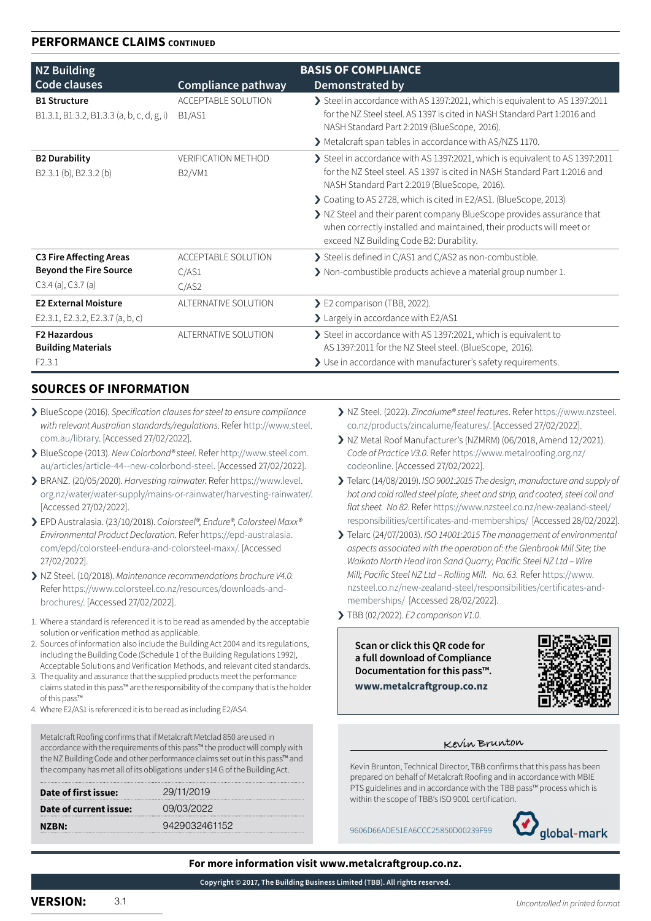## PERFORMANCE CLAIMS CONTINUED

| NZ Building Code clauses | Compliance pathway | BASIS OF COMPLIANCE Demonstrated by |
|---|---|---|
| **B1 Structure** B1.3.1, B1.3.2, B1.3.3 (a, b, c, d, g, i) | ACCEPTABLE SOLUTION B1/AS1 | ❯ Steel in accordance with AS 1397:2021, which is equivalent to AS 1397:2011 for the NZ Steel steel. AS 1397 is cited in NASH Standard Part 1:2016 and NASH Standard Part 2:2019 (BlueScope, 2016). ❯ Metalcraft span tables in accordance with AS/NZS 1170. |
| **B2 Durability** B2.3.1 (b), B2.3.2 (b) | VERIFICATION METHOD B2/VM1 | ❯ Steel in accordance with AS 1397:2021, which is equivalent to AS 1397:2011 for the NZ Steel steel. AS 1397 is cited in NASH Standard Part 1:2016 and NASH Standard Part 2:2019 (BlueScope, 2016). ❯ Coating to AS 2728, which is cited in E2/AS1. (BlueScope, 2013) ❯ NZ Steel and their parent company BlueScope provides assurance that when correctly installed and maintained, their products will meet or exceed NZ Building Code B2: Durability. |
| **C3 Fire Affecting Areas Beyond the Fire Source** C3.4 (a), C3.7 (a) | ACCEPTABLE SOLUTION C/AS1 C/AS2 | ❯ Steel is defined in C/AS1 and C/AS2 as non-combustible. ❯ Non-combustible products achieve a material group number 1. |
| **E2 External Moisture** E2.3.1, E2.3.2, E2.3.7 (a, b, c) | ALTERNATIVE SOLUTION | ❯ E2 comparison (TBB, 2022). ❯ Largely in accordance with E2/AS1 |
| **F2 Hazardous Building Materials** F2.3.1 | ALTERNATIVE SOLUTION | ❯ Steel in accordance with AS 1397:2021, which is equivalent to AS 1397:2011 for the NZ Steel steel. (BlueScope, 2016). ❯ Use in accordance with manufacturer's safety requirements. |

## SOURCES OF INFORMATION

- BlueScope (2016). *Specification clauses for steel to ensure compliance with relevant Australian standards/regulations*. Refer http://www.steel.com.au/library. [Accessed 27/02/2022].
- BlueScope (2013). *New Colorbond® steel*. Refer http://www.steel.com.au/articles/article-44--new-colorbond-steel. [Accessed 27/02/2022].
- BRANZ. (20/05/2020). *Harvesting rainwater.* Refer https://www.level.org.nz/water/water-supply/mains-or-rainwater/harvesting-rainwater/. [Accessed 27/02/2022].
- EPD Australasia. (23/10/2018). *Colorsteel®, Endure®, Colorsteel Maxx® Environmental Product Declaration.* Refer https://epd-australasia.com/epd/colorsteel-endura-and-colorsteel-maxx/. [Accessed 27/02/2022].
- NZ Steel. (10/2018). *Maintenance recommendations brochure V4.0.* Refer https://www.colorsteel.co.nz/resources/downloads-and-brochures/. [Accessed 27/02/2022].
- NZ Steel. (2022). *Zincalume® steel features*. Refer https://www.nzsteel.co.nz/products/zincalume/features/. [Accessed 27/02/2022].
- NZ Metal Roof Manufacturer's (NZMRM) (06/2018, Amend 12/2021). *Code of Practice V3.0*. Refer https://www.metalroofing.org.nz/codeonline. [Accessed 27/02/2022].
- Telarc (14/08/2019). *ISO 9001:2015 The design, manufacture and supply of hot and cold rolled steel plate, sheet and strip, and coated, steel coil and flat sheet. No 82*. Refer https://www.nzsteel.co.nz/new-zealand-steel/responsibilities/certificates-and-memberships/ [Accessed 28/02/2022].
- Telarc (24/07/2003). *ISO 14001:2015 The management of environmental aspects associated with the operation of: the Glenbrook Mill Site; the Waikato North Head Iron Sand Quarry; Pacific Steel NZ Ltd – Wire Mill; Pacific Steel NZ Ltd – Rolling Mill. No. 63.* Refer https://www.nzsteel.co.nz/new-zealand-steel/responsibilities/certificates-and-memberships/ [Accessed 28/02/2022].
- TBB (02/2022). *E2 comparison V1.0*.

1. Where a standard is referenced it is to be read as amended by the acceptable solution or verification method as applicable.
2. Sources of information also include the Building Act 2004 and its regulations, including the Building Code (Schedule 1 of the Building Regulations 1992), Acceptable Solutions and Verification Methods, and relevant cited standards.
3. The quality and assurance that the supplied products meet the performance claims stated in this pass™ are the responsibility of the company that is the holder of this pass™
4. Where E2/AS1 is referenced it is to be read as including E2/AS4.

**Scan or click this QR code for a full download of Compliance Documentation for this pass™.**
**www.metalcraftgroup.co.nz**

Metalcraft Roofing confirms that if Metalcraft Metclad 850 are used in accordance with the requirements of this pass™ the product will comply with the NZ Building Code and other performance claims set out in this pass™ and the company has met all of its obligations under s14 G of the Building Act.

| | |
|---|---|
| **Date of first issue:** | 29/11/2019 |
| **Date of current issue:** | 09/03/2022 |
| **NZBN:** | 9429032461152 |

Kevin Brunton

Kevin Brunton, Technical Director, TBB confirms that this pass has been prepared on behalf of Metalcraft Roofing and in accordance with MBIE PTS guidelines and in accordance with the TBB pass™ process which is within the scope of TBB's ISO 9001 certification.

9606D66ADE51EA6CCC25850D00239F99

global-mark

**For more information visit www.metalcraftgroup.co.nz.**

Copyright © 2017, The Building Business Limited (TBB). All rights reserved.

**VERSION:** 3.1

*Uncontrolled in printed format*